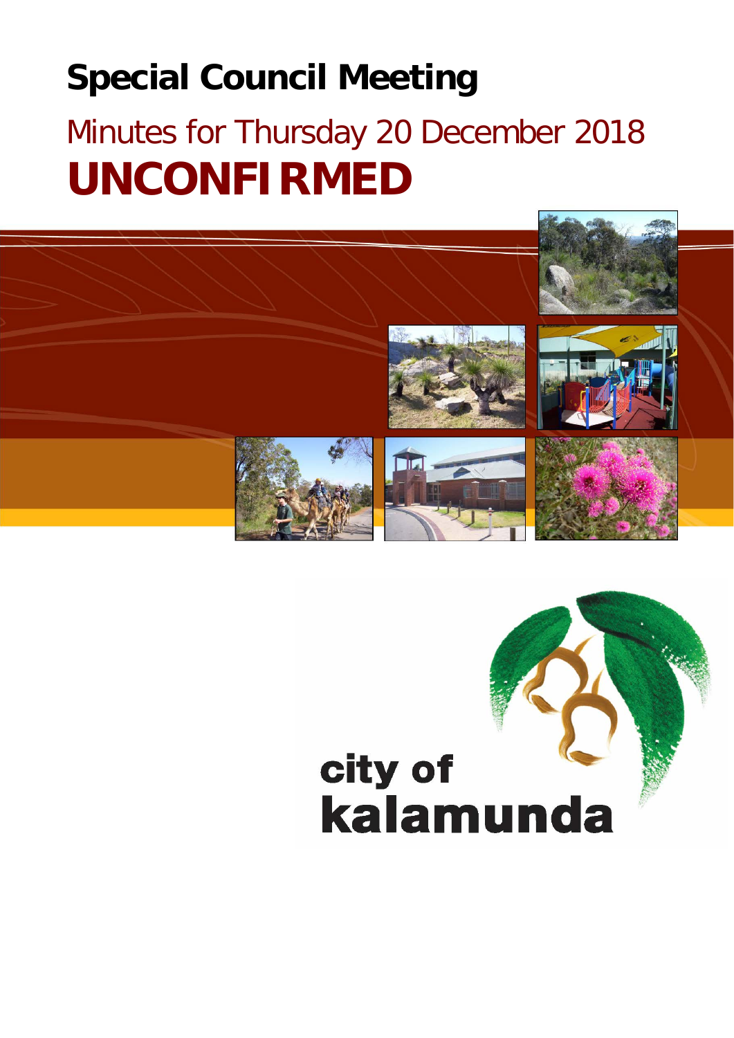# Special Council Meeting

## Minutes for Thursday 20 December 2018

# UNCONFIRMED

city of kalamunda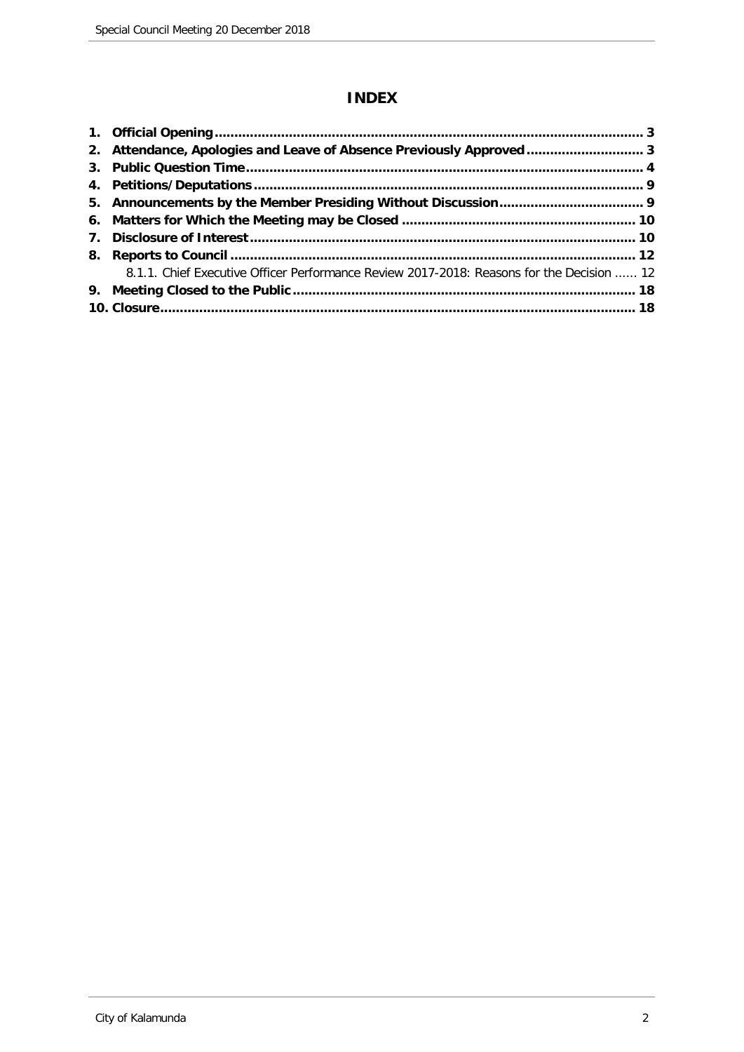# INDEX

| | |
|---|---|
| **1. Official Opening** | **3** |
| **2. Attendance, Apologies and Leave of Absence Previously Approved** | **3** |
| **3. Public Question Time** | **4** |
| **4. Petitions/Deputations** | **9** |
| **5. Announcements by the Member Presiding Without Discussion** | **9** |
| **6. Matters for Which the Meeting may be Closed** | **10** |
| **7. Disclosure of Interest** | **10** |
| **8. Reports to Council** | **12** |
| 8.1.1. Chief Executive Officer Performance Review 2017-2018: Reasons for the Decision | 12 |
| **9. Meeting Closed to the Public** | **18** |
| **10. Closure** | **18** |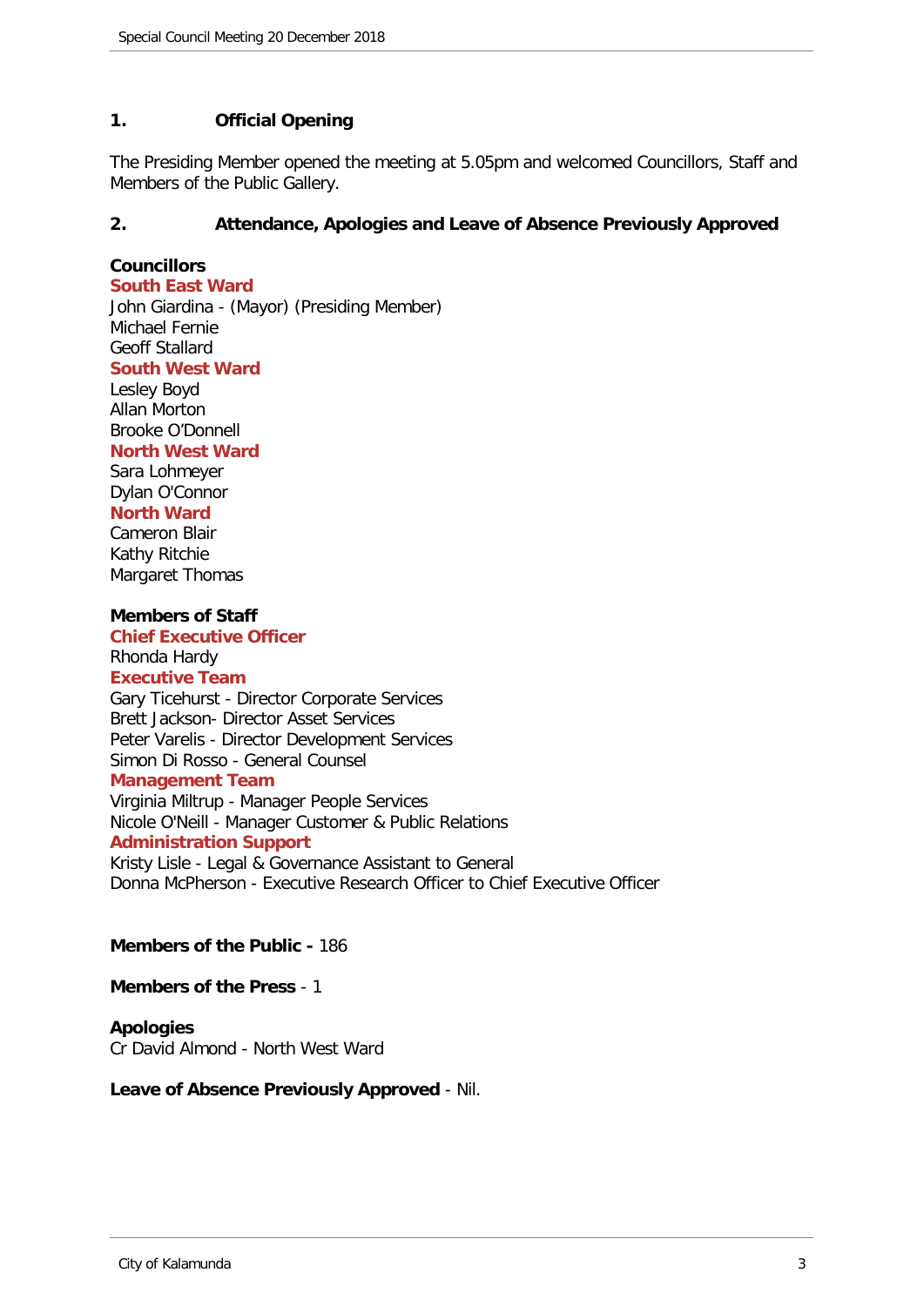## 1. Official Opening

The Presiding Member opened the meeting at 5.05pm and welcomed Councillors, Staff and Members of the Public Gallery.

## 2. Attendance, Apologies and Leave of Absence Previously Approved

**Councillors**

**South East Ward**
John Giardina - (Mayor) (Presiding Member)
Michael Fernie
Geoff Stallard

**South West Ward**
Lesley Boyd
Allan Morton
Brooke O'Donnell

**North West Ward**
Sara Lohmeyer
Dylan O'Connor

**North Ward**
Cameron Blair
Kathy Ritchie
Margaret Thomas

**Members of Staff**

**Chief Executive Officer**
Rhonda Hardy

**Executive Team**
Gary Ticehurst - Director Corporate Services
Brett Jackson- Director Asset Services
Peter Varelis - Director Development Services
Simon Di Rosso - General Counsel

**Management Team**
Virginia Miltrup - Manager People Services
Nicole O'Neill - Manager Customer & Public Relations

**Administration Support**
Kristy Lisle - Legal & Governance Assistant to General
Donna McPherson - Executive Research Officer to Chief Executive Officer

**Members of the Public -** 186

**Members of the Press** - 1

**Apologies**
Cr David Almond - North West Ward

**Leave of Absence Previously Approved** - Nil.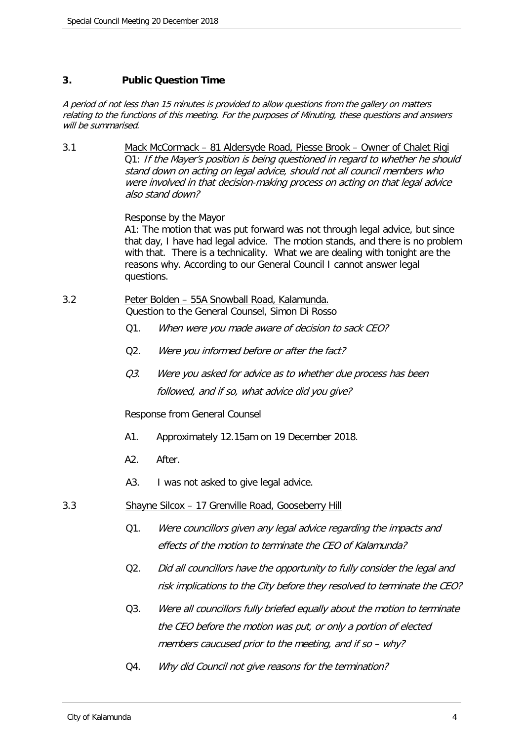## 3. Public Question Time

*A period of not less than 15 minutes is provided to allow questions from the gallery on matters relating to the functions of this meeting. For the purposes of Minuting, these questions and answers will be summarised.*

3.1 Mack McCormack – 81 Aldersyde Road, Piesse Brook – Owner of Chalet Rigi

Q1: *If the Mayer's position is being questioned in regard to whether he should stand down on acting on legal advice, should not all council members who were involved in that decision-making process on acting on that legal advice also stand down?*

Response by the Mayor

A1: The motion that was put forward was not through legal advice, but since that day, I have had legal advice. The motion stands, and there is no problem with that. There is a technicality. What we are dealing with tonight are the reasons why. According to our General Council I cannot answer legal questions.

3.2 Peter Bolden – 55A Snowball Road, Kalamunda.

Question to the General Counsel, Simon Di Rosso

- Q1. *When were you made aware of decision to sack CEO?*
- Q2. *Were you informed before or after the fact?*
- Q3. *Were you asked for advice as to whether due process has been followed, and if so, what advice did you give?*

Response from General Counsel

- A1. Approximately 12.15am on 19 December 2018.
- A2. After.
- A3. I was not asked to give legal advice.

3.3 Shayne Silcox – 17 Grenville Road, Gooseberry Hill

- Q1. *Were councillors given any legal advice regarding the impacts and effects of the motion to terminate the CEO of Kalamunda?*
- Q2. *Did all councillors have the opportunity to fully consider the legal and risk implications to the City before they resolved to terminate the CEO?*
- Q3. *Were all councillors fully briefed equally about the motion to terminate the CEO before the motion was put, or only a portion of elected members caucused prior to the meeting, and if so – why?*
- Q4. *Why did Council not give reasons for the termination?*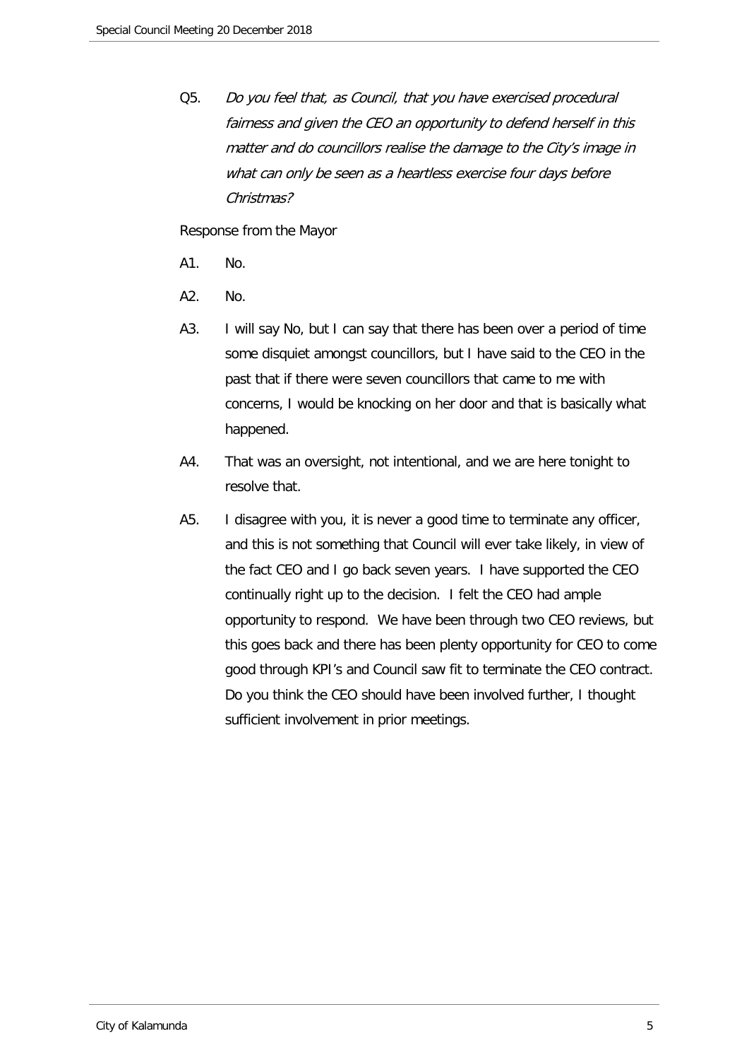Q5. *Do you feel that, as Council, that you have exercised procedural fairness and given the CEO an opportunity to defend herself in this matter and do councillors realise the damage to the City's image in what can only be seen as a heartless exercise four days before Christmas?*

Response from the Mayor

A1. No.

A2. No.

A3. I will say No, but I can say that there has been over a period of time some disquiet amongst councillors, but I have said to the CEO in the past that if there were seven councillors that came to me with concerns, I would be knocking on her door and that is basically what happened.

A4. That was an oversight, not intentional, and we are here tonight to resolve that.

A5. I disagree with you, it is never a good time to terminate any officer, and this is not something that Council will ever take likely, in view of the fact CEO and I go back seven years. I have supported the CEO continually right up to the decision. I felt the CEO had ample opportunity to respond. We have been through two CEO reviews, but this goes back and there has been plenty opportunity for CEO to come good through KPI's and Council saw fit to terminate the CEO contract. Do you think the CEO should have been involved further, I thought sufficient involvement in prior meetings.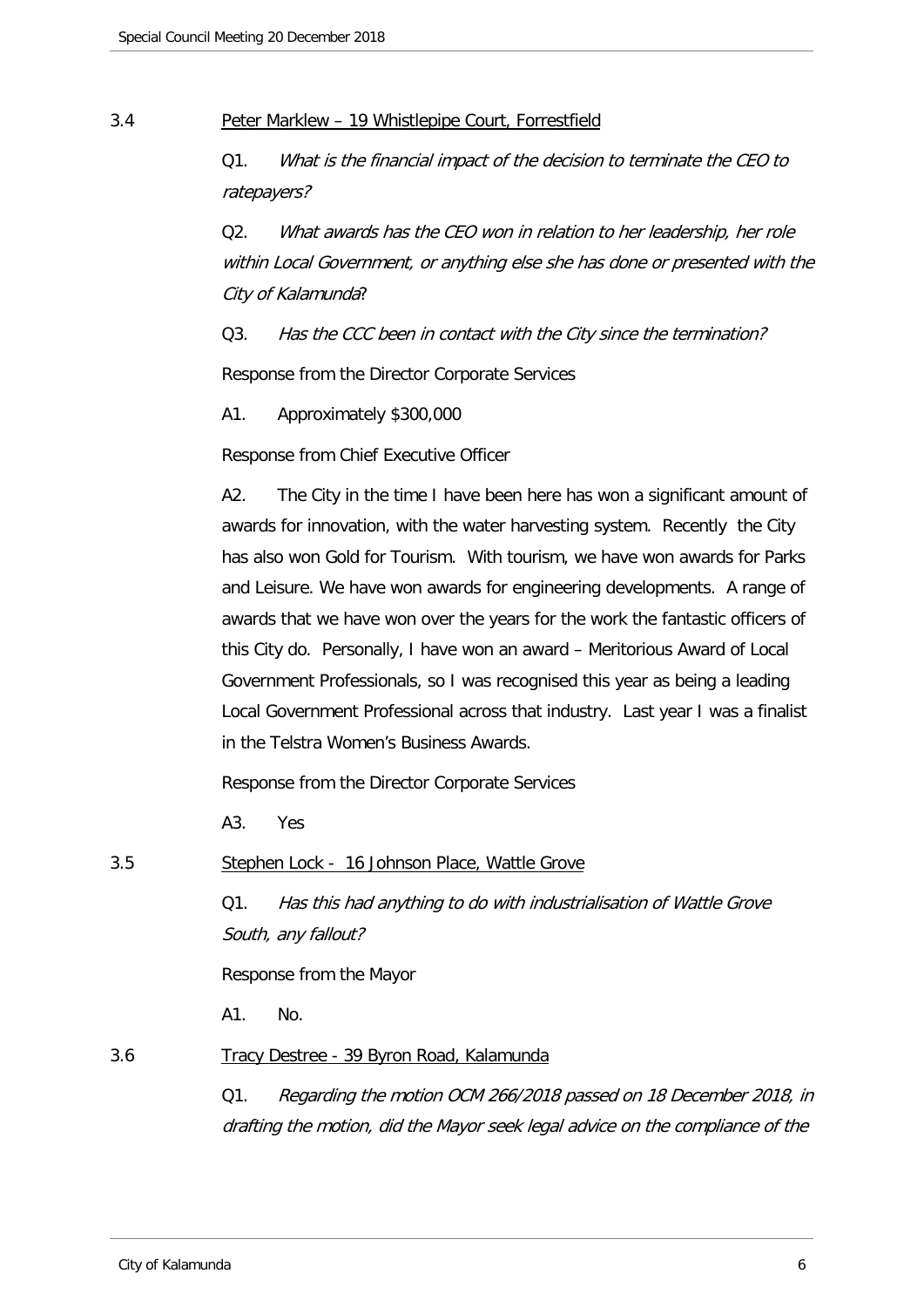3.4 <u>Peter Marklew – 19 Whistlepipe Court, Forrestfield</u>

Q1. *What is the financial impact of the decision to terminate the CEO to ratepayers?*

Q2. *What awards has the CEO won in relation to her leadership, her role within Local Government, or anything else she has done or presented with the City of Kalamunda?*

Q3. *Has the CCC been in contact with the City since the termination?*

Response from the Director Corporate Services

A1. Approximately $300,000

Response from Chief Executive Officer

A2. The City in the time I have been here has won a significant amount of awards for innovation, with the water harvesting system. Recently the City has also won Gold for Tourism. With tourism, we have won awards for Parks and Leisure. We have won awards for engineering developments. A range of awards that we have won over the years for the work the fantastic officers of this City do. Personally, I have won an award – Meritorious Award of Local Government Professionals, so I was recognised this year as being a leading Local Government Professional across that industry. Last year I was a finalist in the Telstra Women's Business Awards.

Response from the Director Corporate Services

A3. Yes

3.5 <u>Stephen Lock - 16 Johnson Place, Wattle Grove</u>

Q1. *Has this had anything to do with industrialisation of Wattle Grove South, any fallout?*

Response from the Mayor

A1. No.

3.6 <u>Tracy Destree - 39 Byron Road, Kalamunda</u>

Q1. *Regarding the motion OCM 266/2018 passed on 18 December 2018, in drafting the motion, did the Mayor seek legal advice on the compliance of the*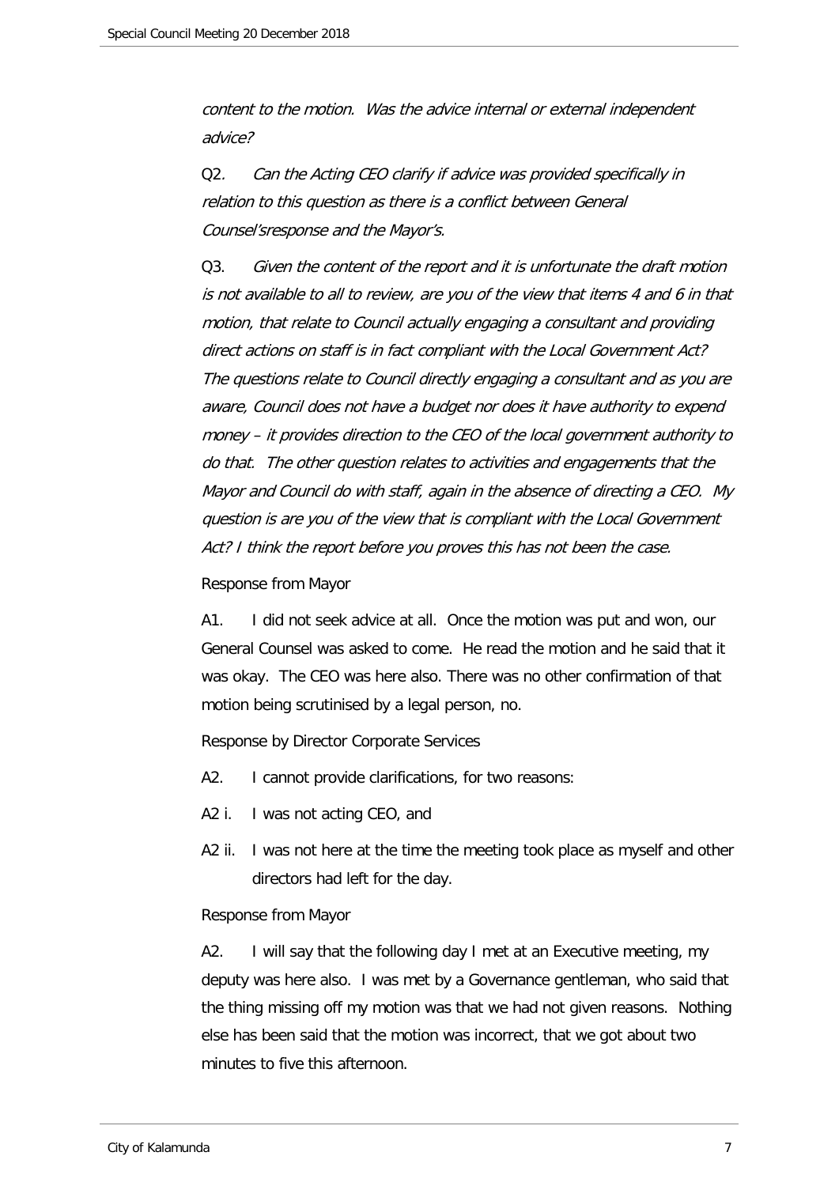*content to the motion. Was the advice internal or external independent advice?*

Q2*. Can the Acting CEO clarify if advice was provided specifically in relation to this question as there is a conflict between General Counsel'sresponse and the Mayor's.*

Q3. *Given the content of the report and it is unfortunate the draft motion is not available to all to review, are you of the view that items 4 and 6 in that motion, that relate to Council actually engaging a consultant and providing direct actions on staff is in fact compliant with the Local Government Act? The questions relate to Council directly engaging a consultant and as you are aware, Council does not have a budget nor does it have authority to expend money – it provides direction to the CEO of the local government authority to do that. The other question relates to activities and engagements that the Mayor and Council do with staff, again in the absence of directing a CEO. My question is are you of the view that is compliant with the Local Government Act? I think the report before you proves this has not been the case.*

Response from Mayor

A1. I did not seek advice at all. Once the motion was put and won, our General Counsel was asked to come. He read the motion and he said that it was okay. The CEO was here also. There was no other confirmation of that motion being scrutinised by a legal person, no.

Response by Director Corporate Services

A2. I cannot provide clarifications, for two reasons:

A2 i. I was not acting CEO, and

A2 ii. I was not here at the time the meeting took place as myself and other directors had left for the day.

Response from Mayor

A2. I will say that the following day I met at an Executive meeting, my deputy was here also. I was met by a Governance gentleman, who said that the thing missing off my motion was that we had not given reasons. Nothing else has been said that the motion was incorrect, that we got about two minutes to five this afternoon.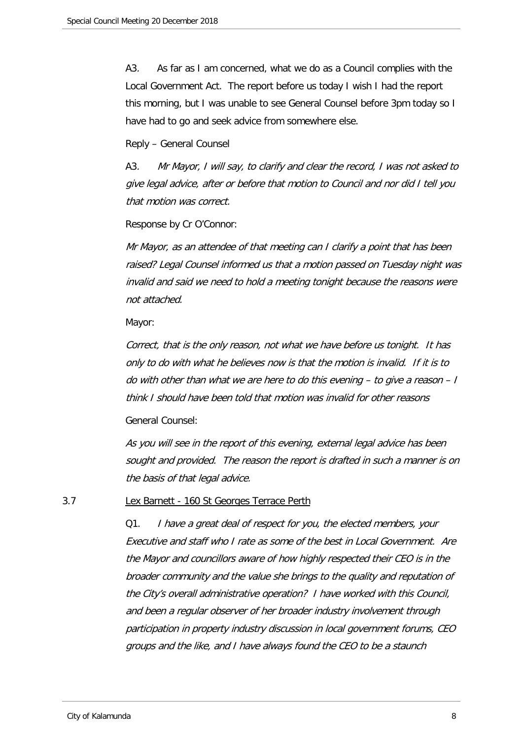A3. As far as I am concerned, what we do as a Council complies with the Local Government Act. The report before us today I wish I had the report this morning, but I was unable to see General Counsel before 3pm today so I have had to go and seek advice from somewhere else.

Reply – General Counsel

A3. *Mr Mayor, I will say, to clarify and clear the record, I was not asked to give legal advice, after or before that motion to Council and nor did I tell you that motion was correct.*

Response by Cr O'Connor:

*Mr Mayor, as an attendee of that meeting can I clarify a point that has been raised? Legal Counsel informed us that a motion passed on Tuesday night was invalid and said we need to hold a meeting tonight because the reasons were not attached.*

Mayor:

*Correct, that is the only reason, not what we have before us tonight. It has only to do with what he believes now is that the motion is invalid. If it is to do with other than what we are here to do this evening – to give a reason – I think I should have been told that motion was invalid for other reasons*

General Counsel:

*As you will see in the report of this evening, external legal advice has been sought and provided. The reason the report is drafted in such a manner is on the basis of that legal advice.*

3.7 Lex Barnett - 160 St Georges Terrace Perth

Q1. *I have a great deal of respect for you, the elected members, your Executive and staff who I rate as some of the best in Local Government. Are the Mayor and councillors aware of how highly respected their CEO is in the broader community and the value she brings to the quality and reputation of the City's overall administrative operation? I have worked with this Council, and been a regular observer of her broader industry involvement through participation in property industry discussion in local government forums, CEO groups and the like, and I have always found the CEO to be a staunch*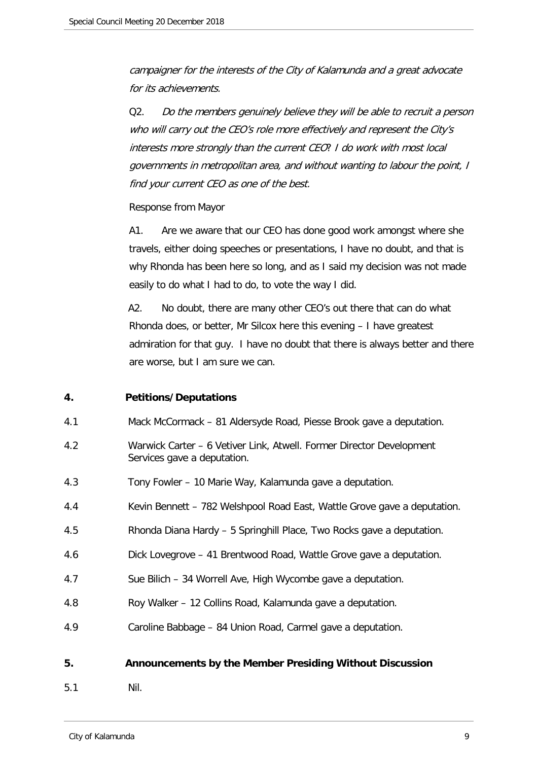*campaigner for the interests of the City of Kalamunda and a great advocate for its achievements.*

Q2. *Do the members genuinely believe they will be able to recruit a person who will carry out the CEO's role more effectively and represent the City's interests more strongly than the current CEO? I do work with most local governments in metropolitan area, and without wanting to labour the point, I find your current CEO as one of the best.*

Response from Mayor

A1. Are we aware that our CEO has done good work amongst where she travels, either doing speeches or presentations, I have no doubt, and that is why Rhonda has been here so long, and as I said my decision was not made easily to do what I had to do, to vote the way I did.

A2. No doubt, there are many other CEO's out there that can do what Rhonda does, or better, Mr Silcox here this evening – I have greatest admiration for that guy. I have no doubt that there is always better and there are worse, but I am sure we can.

## 4. Petitions/Deputations

4.1 Mack McCormack – 81 Aldersyde Road, Piesse Brook gave a deputation.

4.2 Warwick Carter – 6 Vetiver Link, Atwell. Former Director Development Services gave a deputation.

4.3 Tony Fowler – 10 Marie Way, Kalamunda gave a deputation.

4.4 Kevin Bennett – 782 Welshpool Road East, Wattle Grove gave a deputation.

4.5 Rhonda Diana Hardy – 5 Springhill Place, Two Rocks gave a deputation.

4.6 Dick Lovegrove – 41 Brentwood Road, Wattle Grove gave a deputation.

4.7 Sue Bilich – 34 Worrell Ave, High Wycombe gave a deputation.

4.8 Roy Walker – 12 Collins Road, Kalamunda gave a deputation.

4.9 Caroline Babbage – 84 Union Road, Carmel gave a deputation.

## 5. Announcements by the Member Presiding Without Discussion

5.1 Nil.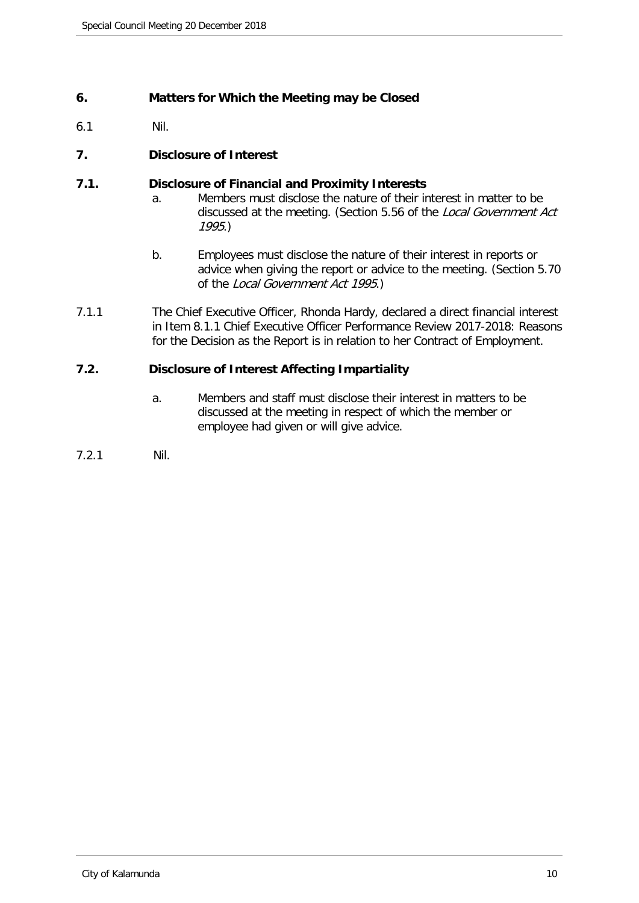## 6. Matters for Which the Meeting may be Closed

6.1 Nil.

## 7. Disclosure of Interest

### 7.1. Disclosure of Financial and Proximity Interests

a. Members must disclose the nature of their interest in matter to be discussed at the meeting. (Section 5.56 of the *Local Government Act 1995*.)

b. Employees must disclose the nature of their interest in reports or advice when giving the report or advice to the meeting. (Section 5.70 of the *Local Government Act 1995*.)

7.1.1 The Chief Executive Officer, Rhonda Hardy, declared a direct financial interest in Item 8.1.1 Chief Executive Officer Performance Review 2017-2018: Reasons for the Decision as the Report is in relation to her Contract of Employment.

### 7.2. Disclosure of Interest Affecting Impartiality

a. Members and staff must disclose their interest in matters to be discussed at the meeting in respect of which the member or employee had given or will give advice.

7.2.1 Nil.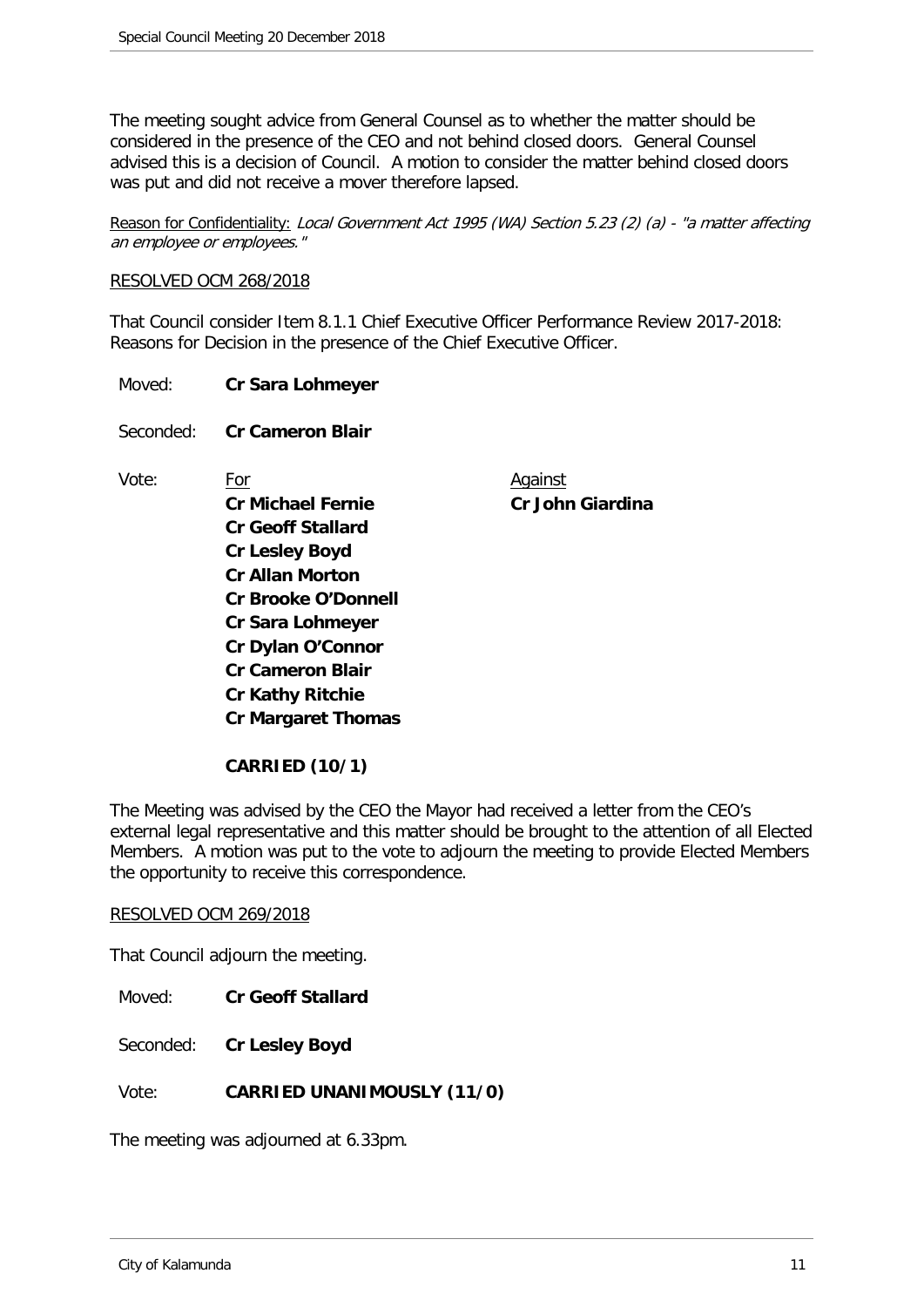The meeting sought advice from General Counsel as to whether the matter should be considered in the presence of the CEO and not behind closed doors. General Counsel advised this is a decision of Council. A motion to consider the matter behind closed doors was put and did not receive a mover therefore lapsed.

Reason for Confidentiality: *Local Government Act 1995 (WA) Section 5.23 (2) (a) - "a matter affecting an employee or employees."*

RESOLVED OCM 268/2018

That Council consider Item 8.1.1 Chief Executive Officer Performance Review 2017-2018: Reasons for Decision in the presence of the Chief Executive Officer.

Moved: **Cr Sara Lohmeyer**

Seconded: **Cr Cameron Blair**

Vote:

| For | Against |
|---|---|
| **Cr Michael Fernie** | **Cr John Giardina** |
| **Cr Geoff Stallard** | |
| **Cr Lesley Boyd** | |
| **Cr Allan Morton** | |
| **Cr Brooke O'Donnell** | |
| **Cr Sara Lohmeyer** | |
| **Cr Dylan O'Connor** | |
| **Cr Cameron Blair** | |
| **Cr Kathy Ritchie** | |
| **Cr Margaret Thomas** | |

**CARRIED (10/1)**

The Meeting was advised by the CEO the Mayor had received a letter from the CEO's external legal representative and this matter should be brought to the attention of all Elected Members. A motion was put to the vote to adjourn the meeting to provide Elected Members the opportunity to receive this correspondence.

RESOLVED OCM 269/2018

That Council adjourn the meeting.

Moved: **Cr Geoff Stallard**

Seconded: **Cr Lesley Boyd**

Vote: **CARRIED UNANIMOUSLY (11/0)**

The meeting was adjourned at 6.33pm.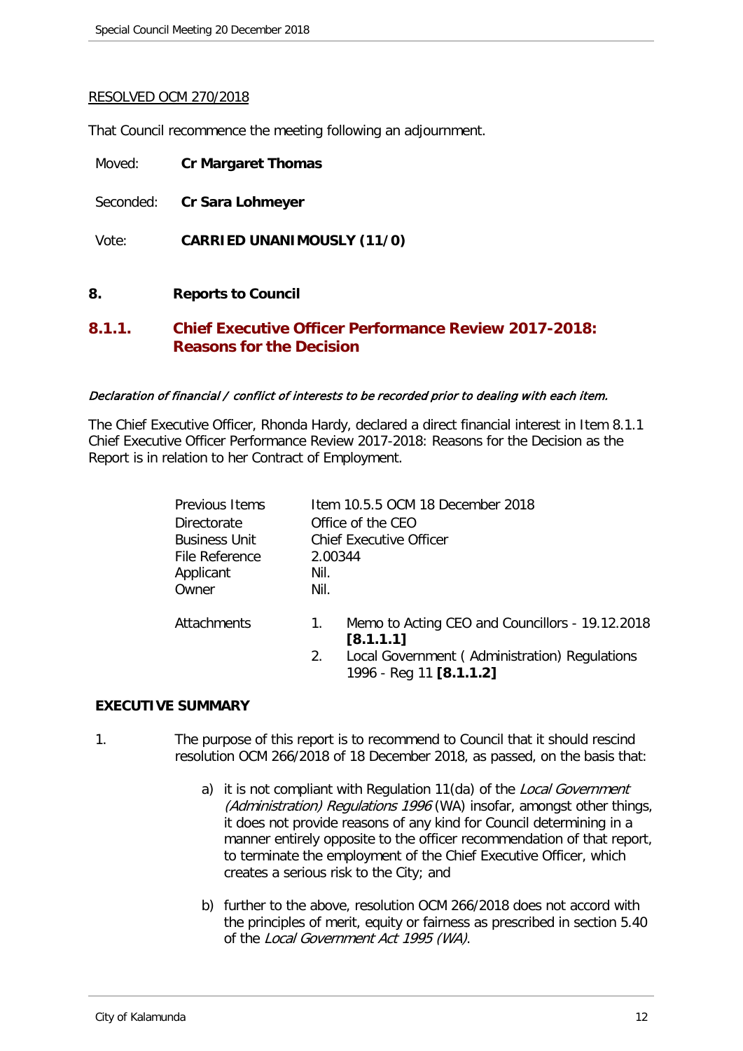RESOLVED OCM 270/2018

That Council recommence the meeting following an adjournment.

Moved: **Cr Margaret Thomas**

Seconded: **Cr Sara Lohmeyer**

Vote: **CARRIED UNANIMOUSLY (11/0)**

## 8. Reports to Council

### 8.1.1. Chief Executive Officer Performance Review 2017-2018: Reasons for the Decision

*Declaration of financial / conflict of interests to be recorded prior to dealing with each item.*

The Chief Executive Officer, Rhonda Hardy, declared a direct financial interest in Item 8.1.1 Chief Executive Officer Performance Review 2017-2018: Reasons for the Decision as the Report is in relation to her Contract of Employment.

| | |
|---|---|
| Previous Items | Item 10.5.5 OCM 18 December 2018 |
| Directorate | Office of the CEO |
| Business Unit | Chief Executive Officer |
| File Reference | 2.00344 |
| Applicant | Nil. |
| Owner | Nil. |
| Attachments | 1. Memo to Acting CEO and Councillors - 19.12.2018 **[8.1.1.1]**<br>2. Local Government ( Administration) Regulations 1996 - Reg 11 **[8.1.1.2]** |

**EXECUTIVE SUMMARY**

1. The purpose of this report is to recommend to Council that it should rescind resolution OCM 266/2018 of 18 December 2018, as passed, on the basis that:

   a) it is not compliant with Regulation 11(da) of the *Local Government (Administration) Regulations 1996* (WA) insofar, amongst other things, it does not provide reasons of any kind for Council determining in a manner entirely opposite to the officer recommendation of that report, to terminate the employment of the Chief Executive Officer, which creates a serious risk to the City; and

   b) further to the above, resolution OCM 266/2018 does not accord with the principles of merit, equity or fairness as prescribed in section 5.40 of the *Local Government Act 1995 (WA)*.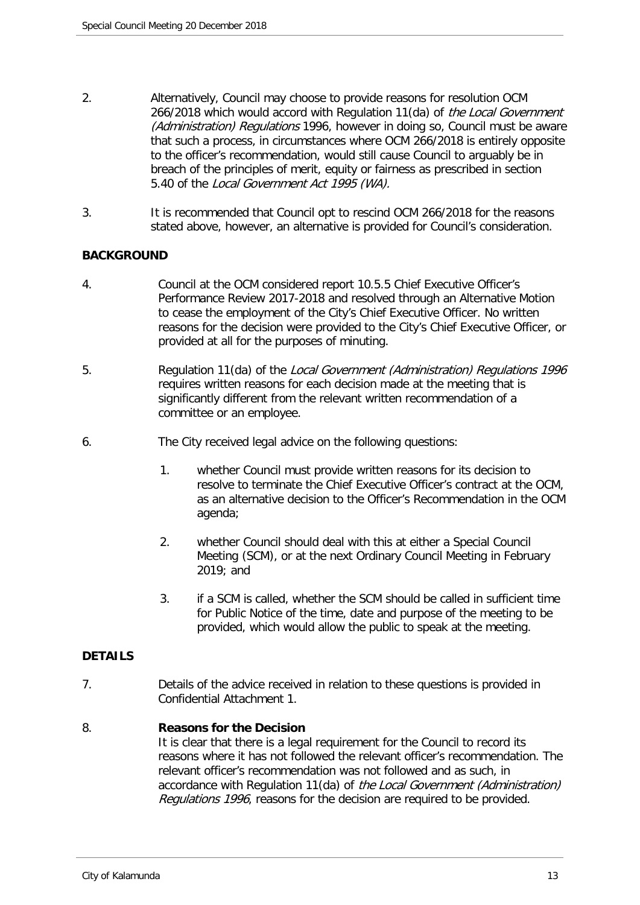2. Alternatively, Council may choose to provide reasons for resolution OCM 266/2018 which would accord with Regulation 11(da) of *the Local Government (Administration) Regulations* 1996, however in doing so, Council must be aware that such a process, in circumstances where OCM 266/2018 is entirely opposite to the officer's recommendation, would still cause Council to arguably be in breach of the principles of merit, equity or fairness as prescribed in section 5.40 of the *Local Government Act 1995 (WA).*

3. It is recommended that Council opt to rescind OCM 266/2018 for the reasons stated above, however, an alternative is provided for Council's consideration.

**BACKGROUND**

4. Council at the OCM considered report 10.5.5 Chief Executive Officer's Performance Review 2017-2018 and resolved through an Alternative Motion to cease the employment of the City's Chief Executive Officer. No written reasons for the decision were provided to the City's Chief Executive Officer, or provided at all for the purposes of minuting.

5. Regulation 11(da) of the *Local Government (Administration) Regulations 1996* requires written reasons for each decision made at the meeting that is significantly different from the relevant written recommendation of a committee or an employee.

6. The City received legal advice on the following questions:

   1. whether Council must provide written reasons for its decision to resolve to terminate the Chief Executive Officer's contract at the OCM, as an alternative decision to the Officer's Recommendation in the OCM agenda;

   2. whether Council should deal with this at either a Special Council Meeting (SCM), or at the next Ordinary Council Meeting in February 2019; and

   3. if a SCM is called, whether the SCM should be called in sufficient time for Public Notice of the time, date and purpose of the meeting to be provided, which would allow the public to speak at the meeting.

**DETAILS**

7. Details of the advice received in relation to these questions is provided in Confidential Attachment 1.

8. **Reasons for the Decision**

   It is clear that there is a legal requirement for the Council to record its reasons where it has not followed the relevant officer's recommendation. The relevant officer's recommendation was not followed and as such, in accordance with Regulation 11(da) of *the Local Government (Administration) Regulations 1996*, reasons for the decision are required to be provided.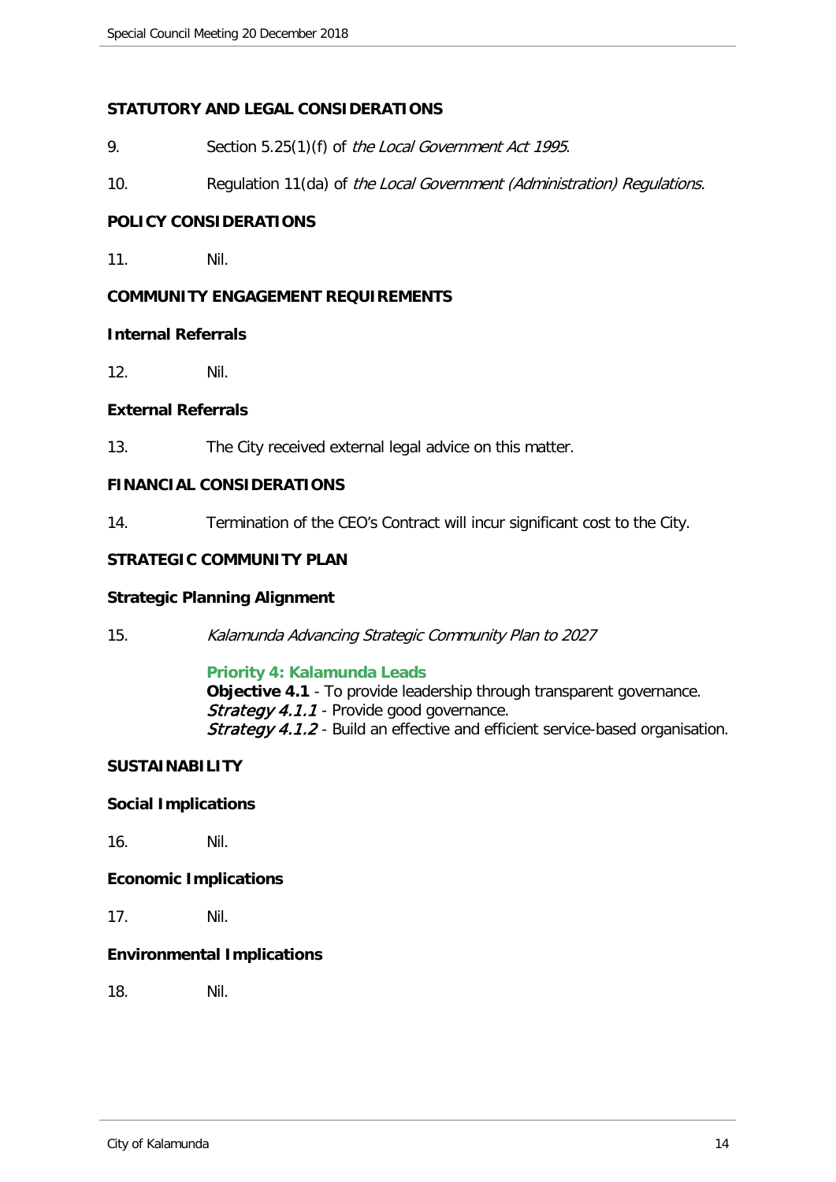## STATUTORY AND LEGAL CONSIDERATIONS

9. Section 5.25(1)(f) of *the Local Government Act 1995*.

10. Regulation 11(da) of *the Local Government (Administration) Regulations.*

## POLICY CONSIDERATIONS

11. Nil.

## COMMUNITY ENGAGEMENT REQUIREMENTS

### Internal Referrals

12. Nil.

### External Referrals

13. The City received external legal advice on this matter.

## FINANCIAL CONSIDERATIONS

14. Termination of the CEO's Contract will incur significant cost to the City.

## STRATEGIC COMMUNITY PLAN

### Strategic Planning Alignment

15. *Kalamunda Advancing Strategic Community Plan to 2027*

    **Priority 4: Kalamunda Leads**
    **Objective 4.1** - To provide leadership through transparent governance.
    *Strategy 4.1.1* - Provide good governance.
    *Strategy 4.1.2* - Build an effective and efficient service-based organisation.

## SUSTAINABILITY

### Social Implications

16. Nil.

### Economic Implications

17. Nil.

### Environmental Implications

18. Nil.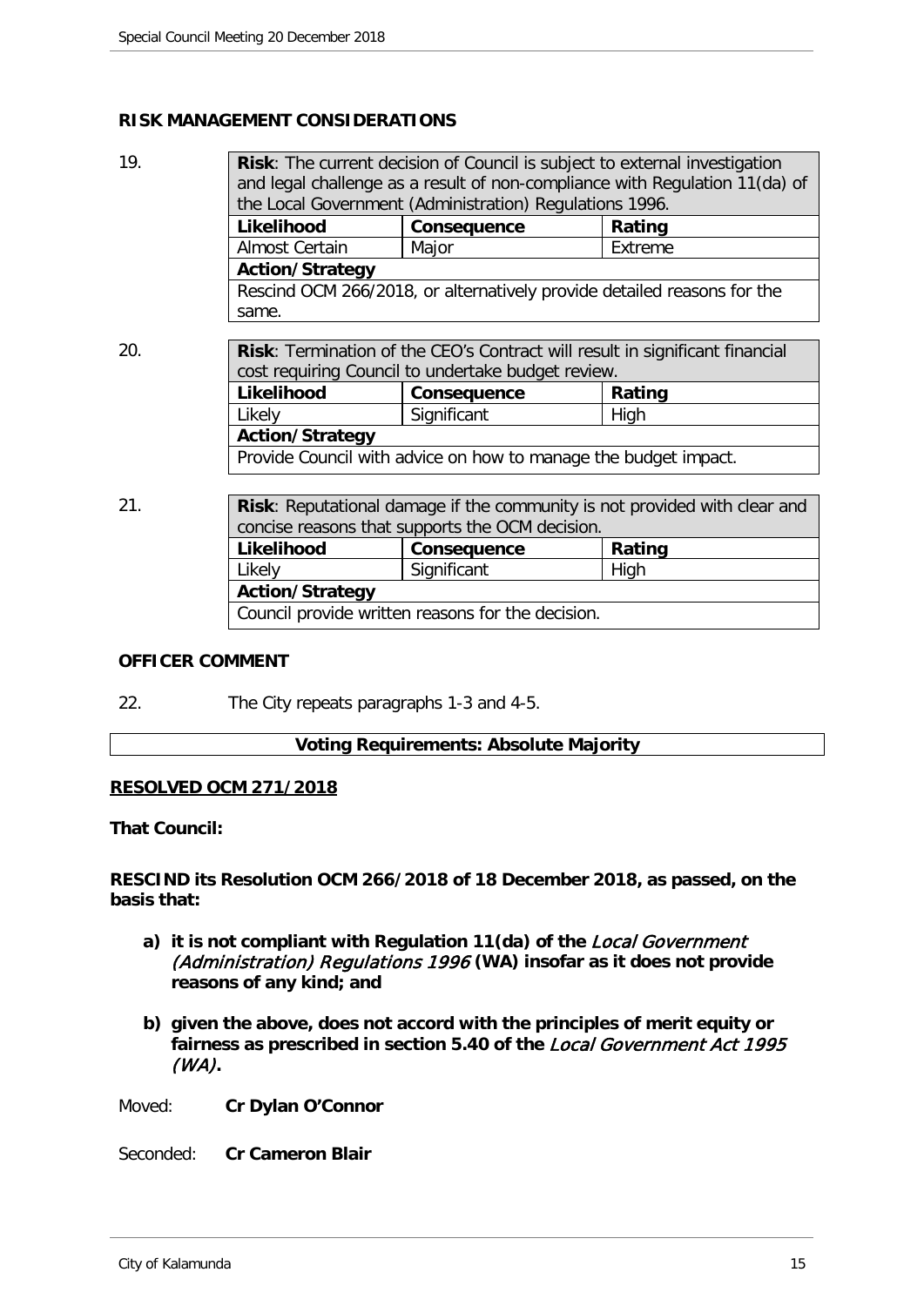## RISK MANAGEMENT CONSIDERATIONS

19.

| **Risk**: The current decision of Council is subject to external investigation and legal challenge as a result of non-compliance with Regulation 11(da) of the Local Government (Administration) Regulations 1996. | | |
|---|---|---|
| **Likelihood** | **Consequence** | **Rating** |
| Almost Certain | Major | Extreme |
| **Action/Strategy** | | |
| Rescind OCM 266/2018, or alternatively provide detailed reasons for the same. | | |

20.

| **Risk**: Termination of the CEO's Contract will result in significant financial cost requiring Council to undertake budget review. | | |
|---|---|---|
| **Likelihood** | **Consequence** | **Rating** |
| Likely | Significant | High |
| **Action/Strategy** | | |
| Provide Council with advice on how to manage the budget impact. | | |

21.

| **Risk**: Reputational damage if the community is not provided with clear and concise reasons that supports the OCM decision. | | |
|---|---|---|
| **Likelihood** | **Consequence** | **Rating** |
| Likely | Significant | High |
| **Action/Strategy** | | |
| Council provide written reasons for the decision. | | |

## OFFICER COMMENT

22. The City repeats paragraphs 1-3 and 4-5.

**Voting Requirements: Absolute Majority**

**RESOLVED OCM 271/2018**

**That Council:**

**RESCIND its Resolution OCM 266/2018 of 18 December 2018, as passed, on the basis that:**

a) **it is not compliant with Regulation 11(da) of the *Local Government (Administration) Regulations 1996* (WA) insofar as it does not provide reasons of any kind; and**

b) **given the above, does not accord with the principles of merit equity or fairness as prescribed in section 5.40 of the *Local Government Act 1995 (WA)*.**

Moved: **Cr Dylan O'Connor**

Seconded: **Cr Cameron Blair**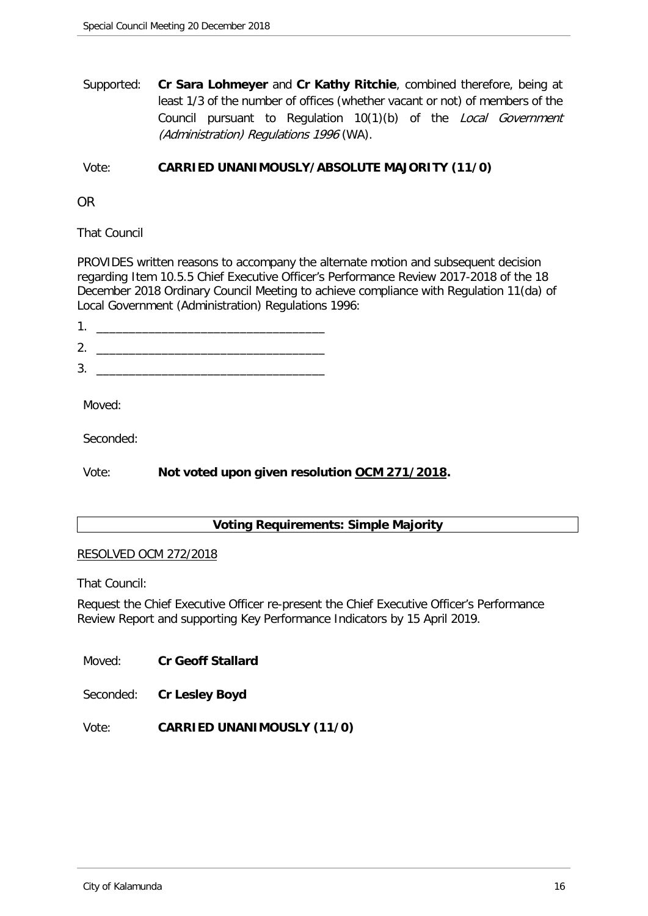Supported: **Cr Sara Lohmeyer** and **Cr Kathy Ritchie**, combined therefore, being at least 1/3 of the number of offices (whether vacant or not) of members of the Council pursuant to Regulation 10(1)(b) of the *Local Government (Administration) Regulations 1996* (WA).

Vote: **CARRIED UNANIMOUSLY/ABSOLUTE MAJORITY (11/0)**

OR

That Council

PROVIDES written reasons to accompany the alternate motion and subsequent decision regarding Item 10.5.5 Chief Executive Officer's Performance Review 2017-2018 of the 18 December 2018 Ordinary Council Meeting to achieve compliance with Regulation 11(da) of Local Government (Administration) Regulations 1996:

1. ___________________________________
2. ___________________________________
3. ___________________________________

Moved:

Seconded:

Vote: **Not voted upon given resolution OCM 271/2018.**

**Voting Requirements: Simple Majority**

RESOLVED OCM 272/2018

That Council:

Request the Chief Executive Officer re-present the Chief Executive Officer's Performance Review Report and supporting Key Performance Indicators by 15 April 2019.

Moved: **Cr Geoff Stallard**

Seconded: **Cr Lesley Boyd**

Vote: **CARRIED UNANIMOUSLY (11/0)**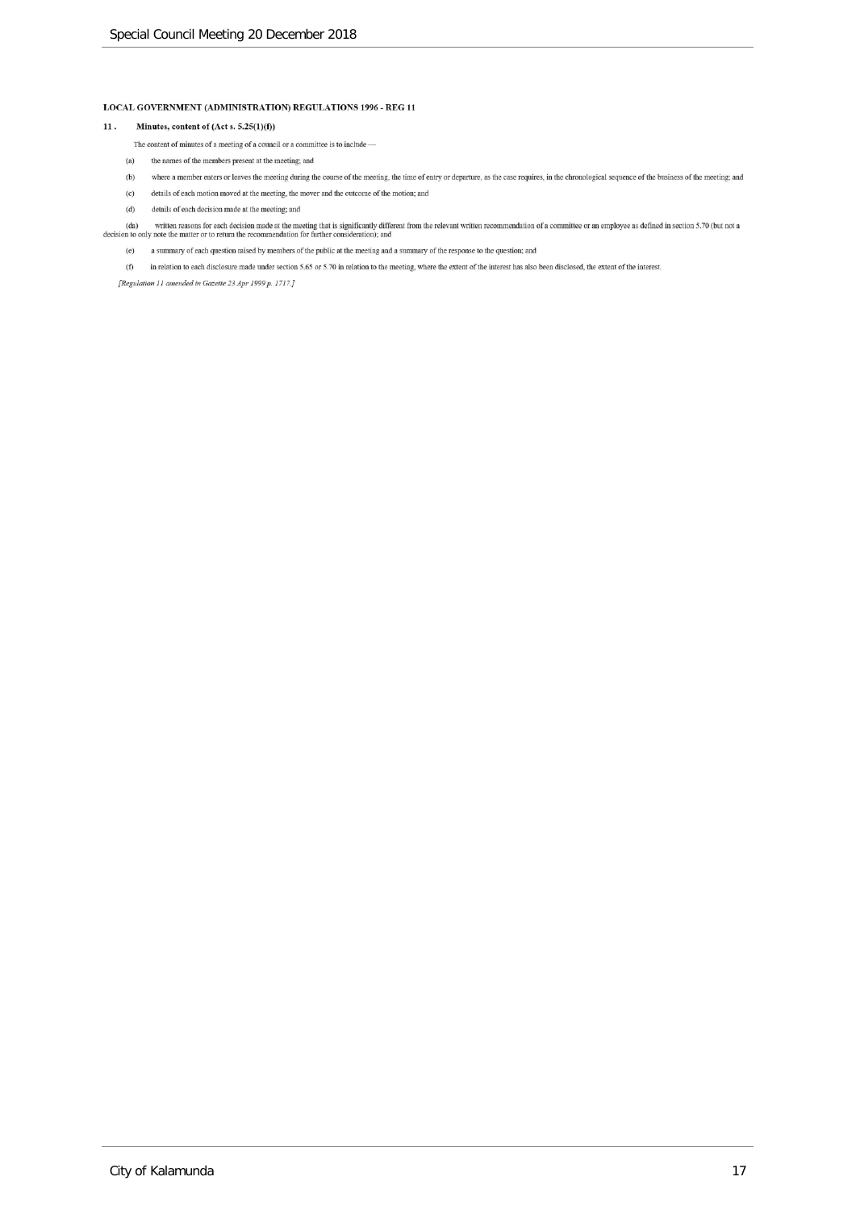**LOCAL GOVERNMENT (ADMINISTRATION) REGULATIONS 1996 - REG 11**

**11. Minutes, content of (Act s. 5.25(1)(f))**

The content of minutes of a meeting of a council or a committee is to include —

(a) the names of the members present at the meeting; and

(b) where a member enters or leaves the meeting during the course of the meeting, the time of entry or departure, as the case requires, in the chronological sequence of the business of the meeting; and

(c) details of each motion moved at the meeting, the mover and the outcome of the motion; and

(d) details of each decision made at the meeting; and

(da) written reasons for each decision made at the meeting that is significantly different from the relevant written recommendation of a committee or an employee as defined in section 5.70 (but not a decision to only note the matter or to return the recommendation for further consideration); and

(e) a summary of each question raised by members of the public at the meeting and a summary of the response to the question; and

(f) in relation to each disclosure made under section 5.65 or 5.70 in relation to the meeting, where the extent of the interest has also been disclosed, the extent of the interest.

*[Regulation 11 amended in Gazette 23 Apr 1999 p. 1717.]*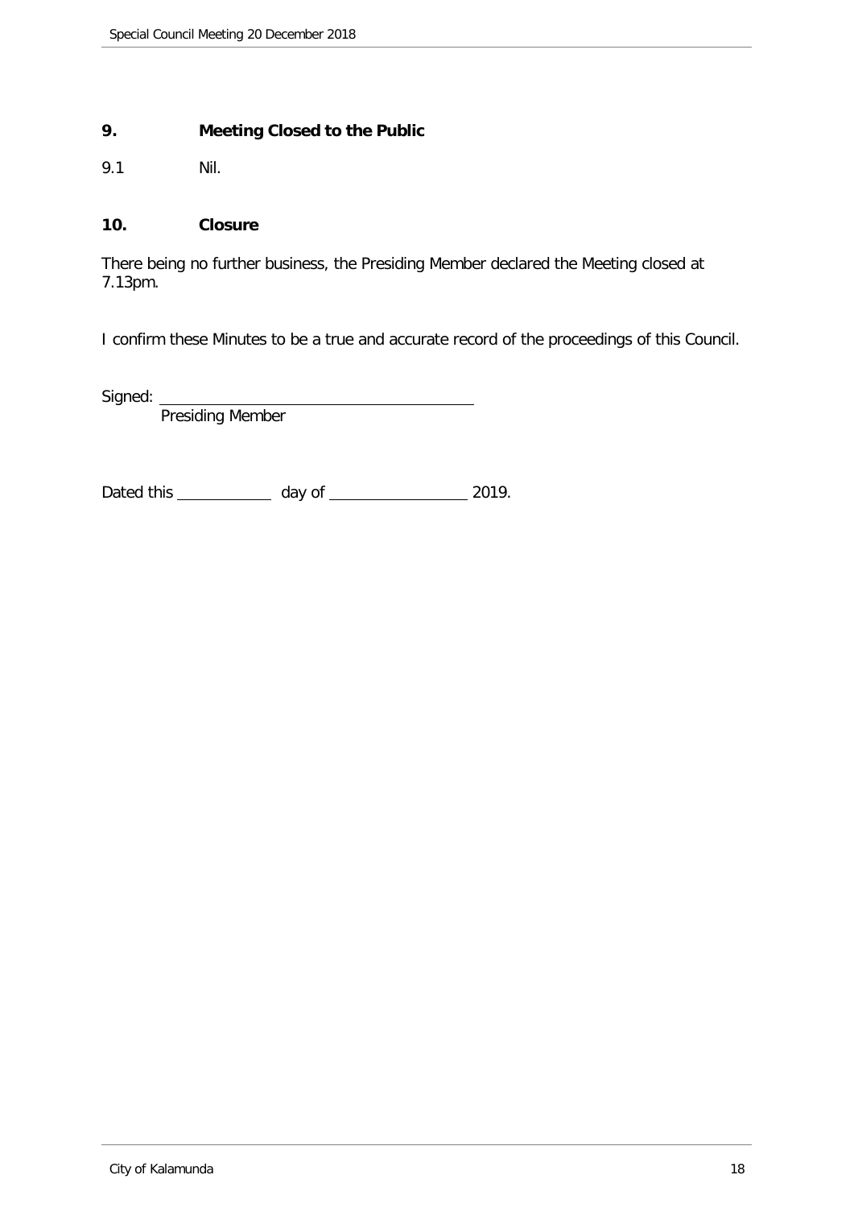## 9. Meeting Closed to the Public

9.1 Nil.

## 10. Closure

There being no further business, the Presiding Member declared the Meeting closed at 7.13pm.

I confirm these Minutes to be a true and accurate record of the proceedings of this Council.

Signed: ________________________________
Presiding Member

Dated this ____________ day of ________________ 2019.